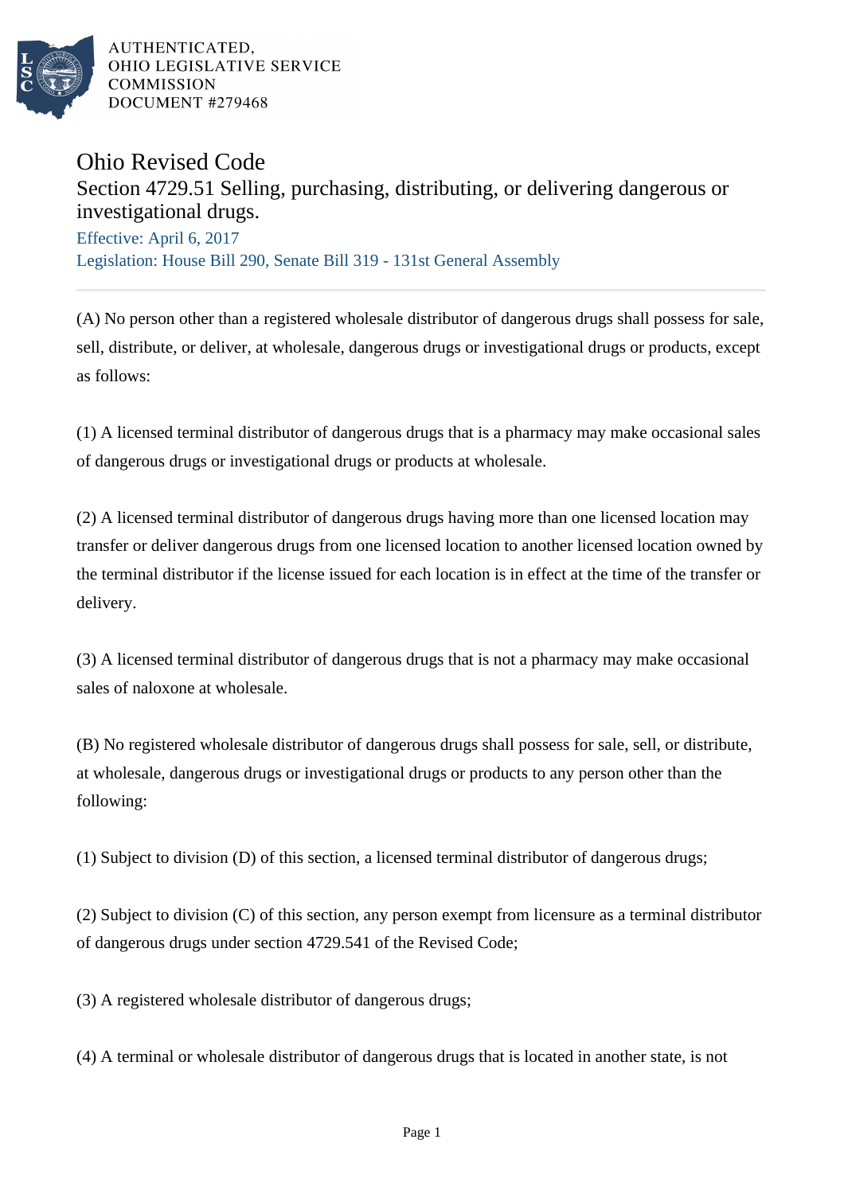AUTHENTICATED,
OHIO LEGISLATIVE SERVICE
COMMISSION
DOCUMENT #279468

# Ohio Revised Code

## Section 4729.51 Selling, purchasing, distributing, or delivering dangerous or investigational drugs.

Effective: April 6, 2017

Legislation: House Bill 290, Senate Bill 319 - 131st General Assembly

---

(A) No person other than a registered wholesale distributor of dangerous drugs shall possess for sale, sell, distribute, or deliver, at wholesale, dangerous drugs or investigational drugs or products, except as follows:

(1) A licensed terminal distributor of dangerous drugs that is a pharmacy may make occasional sales of dangerous drugs or investigational drugs or products at wholesale.

(2) A licensed terminal distributor of dangerous drugs having more than one licensed location may transfer or deliver dangerous drugs from one licensed location to another licensed location owned by the terminal distributor if the license issued for each location is in effect at the time of the transfer or delivery.

(3) A licensed terminal distributor of dangerous drugs that is not a pharmacy may make occasional sales of naloxone at wholesale.

(B) No registered wholesale distributor of dangerous drugs shall possess for sale, sell, or distribute, at wholesale, dangerous drugs or investigational drugs or products to any person other than the following:

(1) Subject to division (D) of this section, a licensed terminal distributor of dangerous drugs;

(2) Subject to division (C) of this section, any person exempt from licensure as a terminal distributor of dangerous drugs under section 4729.541 of the Revised Code;

(3) A registered wholesale distributor of dangerous drugs;

(4) A terminal or wholesale distributor of dangerous drugs that is located in another state, is not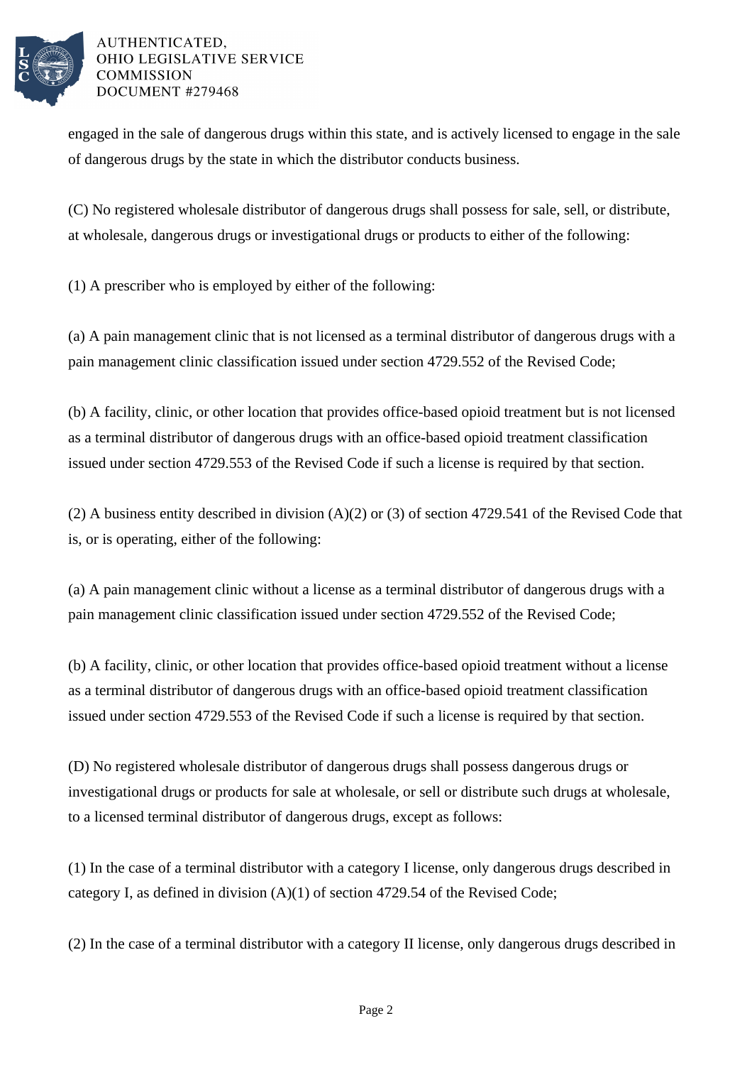engaged in the sale of dangerous drugs within this state, and is actively licensed to engage in the sale of dangerous drugs by the state in which the distributor conducts business.

(C) No registered wholesale distributor of dangerous drugs shall possess for sale, sell, or distribute, at wholesale, dangerous drugs or investigational drugs or products to either of the following:

(1) A prescriber who is employed by either of the following:

(a) A pain management clinic that is not licensed as a terminal distributor of dangerous drugs with a pain management clinic classification issued under section 4729.552 of the Revised Code;

(b) A facility, clinic, or other location that provides office-based opioid treatment but is not licensed as a terminal distributor of dangerous drugs with an office-based opioid treatment classification issued under section 4729.553 of the Revised Code if such a license is required by that section.

(2) A business entity described in division (A)(2) or (3) of section 4729.541 of the Revised Code that is, or is operating, either of the following:

(a) A pain management clinic without a license as a terminal distributor of dangerous drugs with a pain management clinic classification issued under section 4729.552 of the Revised Code;

(b) A facility, clinic, or other location that provides office-based opioid treatment without a license as a terminal distributor of dangerous drugs with an office-based opioid treatment classification issued under section 4729.553 of the Revised Code if such a license is required by that section.

(D) No registered wholesale distributor of dangerous drugs shall possess dangerous drugs or investigational drugs or products for sale at wholesale, or sell or distribute such drugs at wholesale, to a licensed terminal distributor of dangerous drugs, except as follows:

(1) In the case of a terminal distributor with a category I license, only dangerous drugs described in category I, as defined in division (A)(1) of section 4729.54 of the Revised Code;

(2) In the case of a terminal distributor with a category II license, only dangerous drugs described in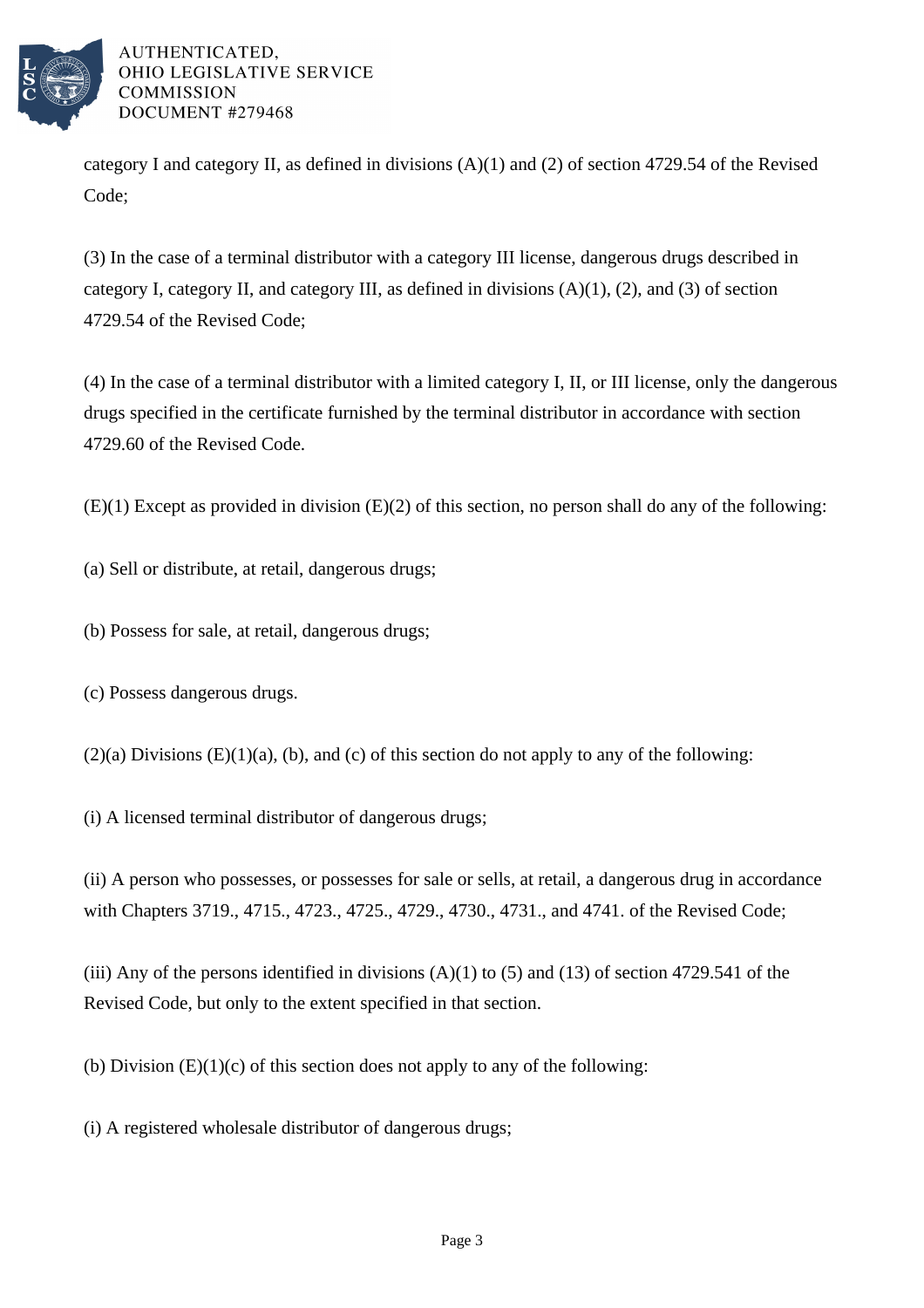category I and category II, as defined in divisions (A)(1) and (2) of section 4729.54 of the Revised Code;

(3) In the case of a terminal distributor with a category III license, dangerous drugs described in category I, category II, and category III, as defined in divisions (A)(1), (2), and (3) of section 4729.54 of the Revised Code;

(4) In the case of a terminal distributor with a limited category I, II, or III license, only the dangerous drugs specified in the certificate furnished by the terminal distributor in accordance with section 4729.60 of the Revised Code.

(E)(1) Except as provided in division (E)(2) of this section, no person shall do any of the following:

(a) Sell or distribute, at retail, dangerous drugs;

(b) Possess for sale, at retail, dangerous drugs;

(c) Possess dangerous drugs.

(2)(a) Divisions (E)(1)(a), (b), and (c) of this section do not apply to any of the following:

(i) A licensed terminal distributor of dangerous drugs;

(ii) A person who possesses, or possesses for sale or sells, at retail, a dangerous drug in accordance with Chapters 3719., 4715., 4723., 4725., 4729., 4730., 4731., and 4741. of the Revised Code;

(iii) Any of the persons identified in divisions (A)(1) to (5) and (13) of section 4729.541 of the Revised Code, but only to the extent specified in that section.

(b) Division (E)(1)(c) of this section does not apply to any of the following:

(i) A registered wholesale distributor of dangerous drugs;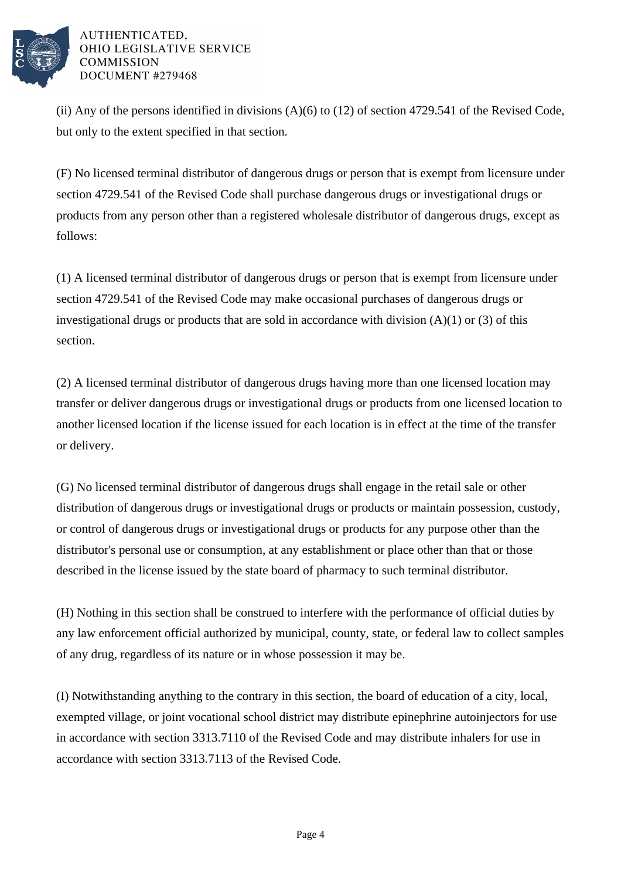(ii) Any of the persons identified in divisions (A)(6) to (12) of section 4729.541 of the Revised Code, but only to the extent specified in that section.

(F) No licensed terminal distributor of dangerous drugs or person that is exempt from licensure under section 4729.541 of the Revised Code shall purchase dangerous drugs or investigational drugs or products from any person other than a registered wholesale distributor of dangerous drugs, except as follows:

(1) A licensed terminal distributor of dangerous drugs or person that is exempt from licensure under section 4729.541 of the Revised Code may make occasional purchases of dangerous drugs or investigational drugs or products that are sold in accordance with division (A)(1) or (3) of this section.

(2) A licensed terminal distributor of dangerous drugs having more than one licensed location may transfer or deliver dangerous drugs or investigational drugs or products from one licensed location to another licensed location if the license issued for each location is in effect at the time of the transfer or delivery.

(G) No licensed terminal distributor of dangerous drugs shall engage in the retail sale or other distribution of dangerous drugs or investigational drugs or products or maintain possession, custody, or control of dangerous drugs or investigational drugs or products for any purpose other than the distributor's personal use or consumption, at any establishment or place other than that or those described in the license issued by the state board of pharmacy to such terminal distributor.

(H) Nothing in this section shall be construed to interfere with the performance of official duties by any law enforcement official authorized by municipal, county, state, or federal law to collect samples of any drug, regardless of its nature or in whose possession it may be.

(I) Notwithstanding anything to the contrary in this section, the board of education of a city, local, exempted village, or joint vocational school district may distribute epinephrine autoinjectors for use in accordance with section 3313.7110 of the Revised Code and may distribute inhalers for use in accordance with section 3313.7113 of the Revised Code.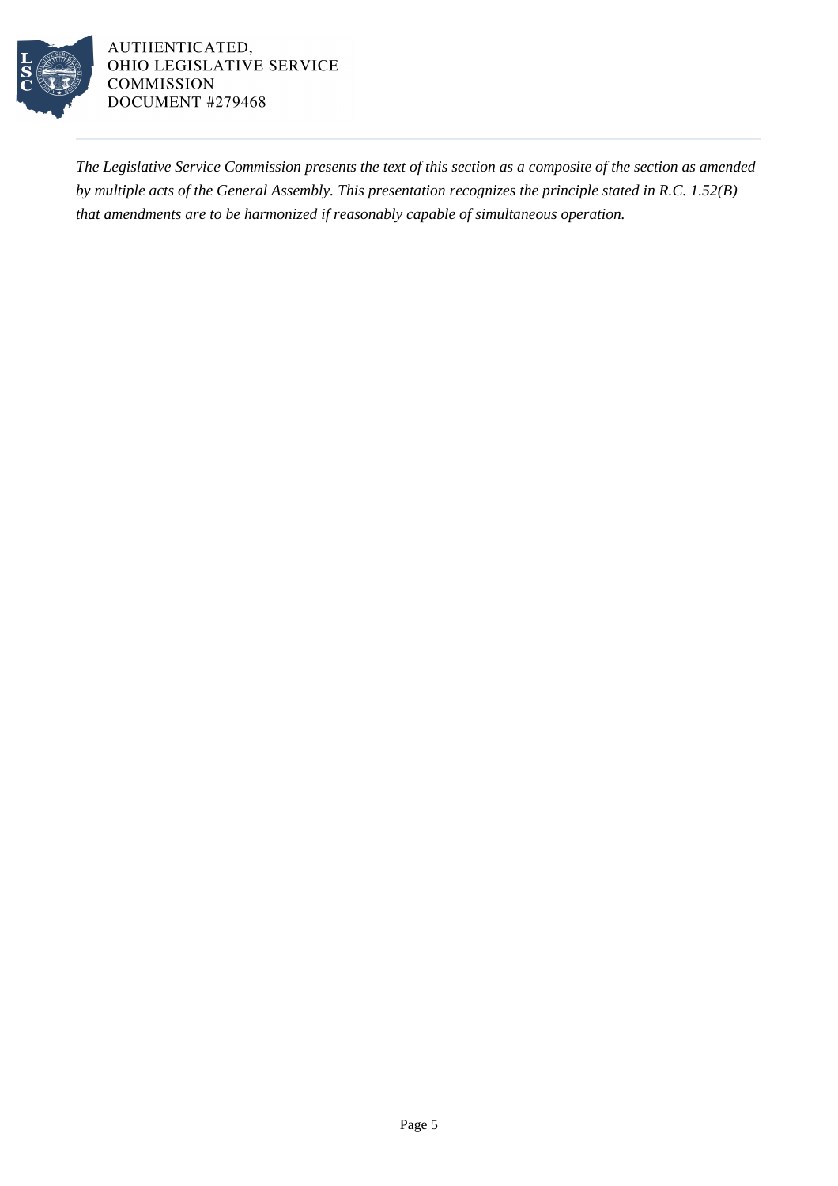*The Legislative Service Commission presents the text of this section as a composite of the section as amended by multiple acts of the General Assembly. This presentation recognizes the principle stated in R.C. 1.52(B) that amendments are to be harmonized if reasonably capable of simultaneous operation.*